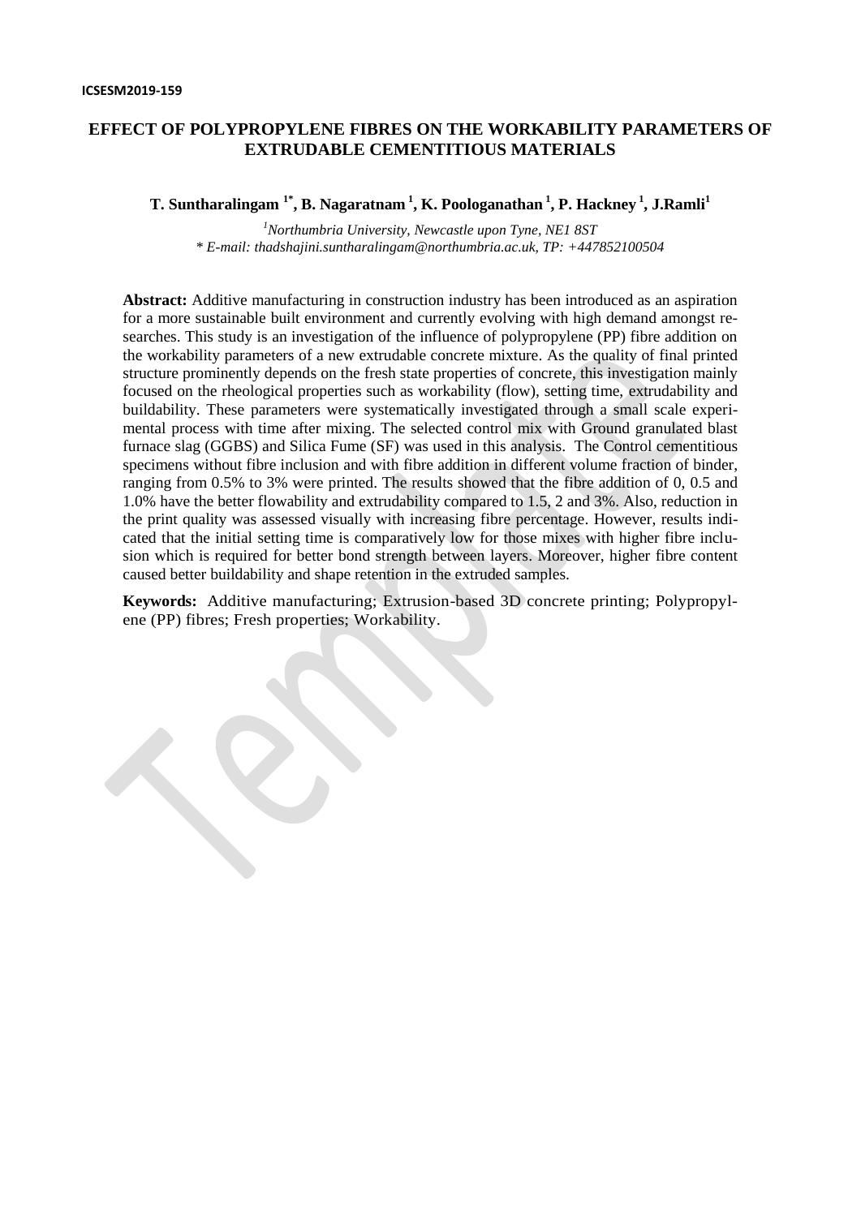ICSESM2019-159

# EFFECT OF POLYPROPYLENE FIBRES ON THE WORKABILITY PARAMETERS OF EXTRUDABLE CEMENTITIOUS MATERIALS

**T. Suntharalingam [1*], B. Nagaratnam [1], K. Poologanathan [1], P. Hackney [1], J.Ramli[1]**

*[1]Northumbria University, Newcastle upon Tyne, NE1 8ST*
*\* E-mail: thadshajini.suntharalingam@northumbria.ac.uk, TP: +447852100504*

**Abstract:** Additive manufacturing in construction industry has been introduced as an aspiration for a more sustainable built environment and currently evolving with high demand amongst researches. This study is an investigation of the influence of polypropylene (PP) fibre addition on the workability parameters of a new extrudable concrete mixture. As the quality of final printed structure prominently depends on the fresh state properties of concrete, this investigation mainly focused on the rheological properties such as workability (flow), setting time, extrudability and buildability. These parameters were systematically investigated through a small scale experimental process with time after mixing. The selected control mix with Ground granulated blast furnace slag (GGBS) and Silica Fume (SF) was used in this analysis. The Control cementitious specimens without fibre inclusion and with fibre addition in different volume fraction of binder, ranging from 0.5% to 3% were printed. The results showed that the fibre addition of 0, 0.5 and 1.0% have the better flowability and extrudability compared to 1.5, 2 and 3%. Also, reduction in the print quality was assessed visually with increasing fibre percentage. However, results indicated that the initial setting time is comparatively low for those mixes with higher fibre inclusion which is required for better bond strength between layers. Moreover, higher fibre content caused better buildability and shape retention in the extruded samples.

**Keywords:** Additive manufacturing; Extrusion-based 3D concrete printing; Polypropylene (PP) fibres; Fresh properties; Workability.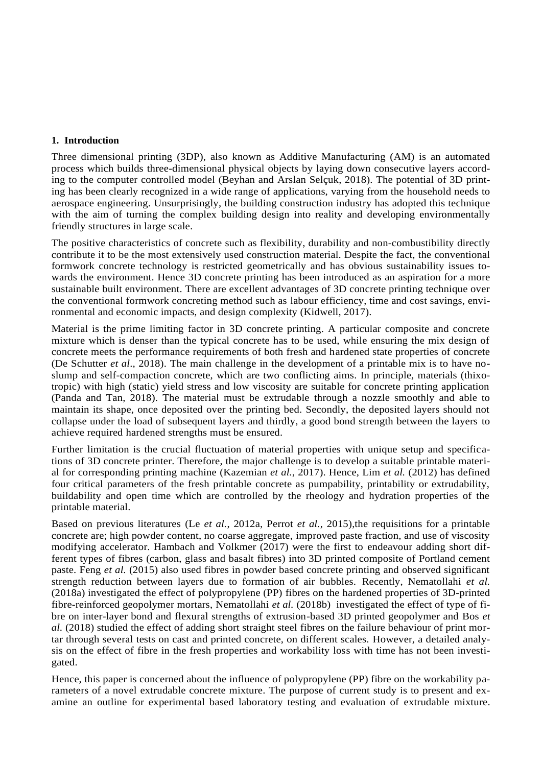## 1. Introduction

Three dimensional printing (3DP), also known as Additive Manufacturing (AM) is an automated process which builds three-dimensional physical objects by laying down consecutive layers according to the computer controlled model (Beyhan and Arslan Selçuk, 2018). The potential of 3D printing has been clearly recognized in a wide range of applications, varying from the household needs to aerospace engineering. Unsurprisingly, the building construction industry has adopted this technique with the aim of turning the complex building design into reality and developing environmentally friendly structures in large scale.

The positive characteristics of concrete such as flexibility, durability and non-combustibility directly contribute it to be the most extensively used construction material. Despite the fact, the conventional formwork concrete technology is restricted geometrically and has obvious sustainability issues towards the environment. Hence 3D concrete printing has been introduced as an aspiration for a more sustainable built environment. There are excellent advantages of 3D concrete printing technique over the conventional formwork concreting method such as labour efficiency, time and cost savings, environmental and economic impacts, and design complexity (Kidwell, 2017).

Material is the prime limiting factor in 3D concrete printing. A particular composite and concrete mixture which is denser than the typical concrete has to be used, while ensuring the mix design of concrete meets the performance requirements of both fresh and hardened state properties of concrete (De Schutter *et al*., 2018). The main challenge in the development of a printable mix is to have no-slump and self-compaction concrete, which are two conflicting aims. In principle, materials (thixotropic) with high (static) yield stress and low viscosity are suitable for concrete printing application (Panda and Tan, 2018). The material must be extrudable through a nozzle smoothly and able to maintain its shape, once deposited over the printing bed. Secondly, the deposited layers should not collapse under the load of subsequent layers and thirdly, a good bond strength between the layers to achieve required hardened strengths must be ensured.

Further limitation is the crucial fluctuation of material properties with unique setup and specifications of 3D concrete printer. Therefore, the major challenge is to develop a suitable printable material for corresponding printing machine (Kazemian *et al.*, 2017). Hence, Lim *et al.* (2012) has defined four critical parameters of the fresh printable concrete as pumpability, printability or extrudability, buildability and open time which are controlled by the rheology and hydration properties of the printable material.

Based on previous literatures (Le *et al.*, 2012a, Perrot *et al.*, 2015),the requisitions for a printable concrete are; high powder content, no coarse aggregate, improved paste fraction, and use of viscosity modifying accelerator. Hambach and Volkmer (2017) were the first to endeavour adding short different types of fibres (carbon, glass and basalt fibres) into 3D printed composite of Portland cement paste. Feng *et al.* (2015) also used fibres in powder based concrete printing and observed significant strength reduction between layers due to formation of air bubbles. Recently, Nematollahi *et al.* (2018a) investigated the effect of polypropylene (PP) fibres on the hardened properties of 3D-printed fibre-reinforced geopolymer mortars, Nematollahi *et al.* (2018b) investigated the effect of type of fibre on inter-layer bond and flexural strengths of extrusion-based 3D printed geopolymer and Bos *et al.* (2018) studied the effect of adding short straight steel fibres on the failure behaviour of print mortar through several tests on cast and printed concrete, on different scales. However, a detailed analysis on the effect of fibre in the fresh properties and workability loss with time has not been investigated.

Hence, this paper is concerned about the influence of polypropylene (PP) fibre on the workability parameters of a novel extrudable concrete mixture. The purpose of current study is to present and examine an outline for experimental based laboratory testing and evaluation of extrudable mixture.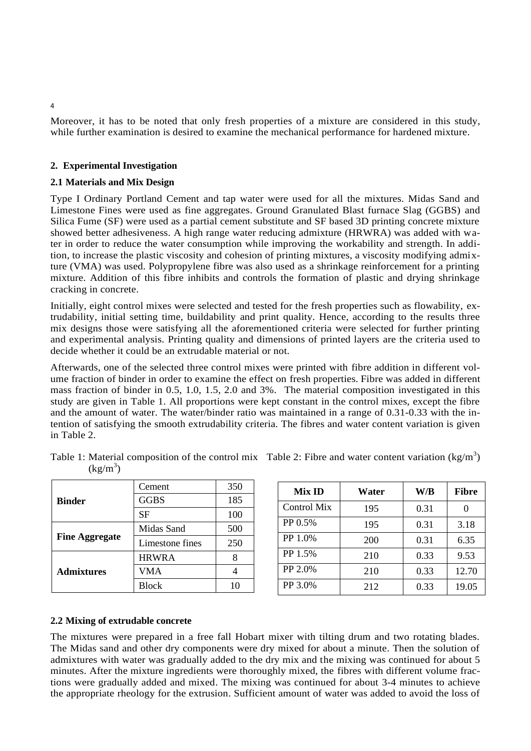Moreover, it has to be noted that only fresh properties of a mixture are considered in this study, while further examination is desired to examine the mechanical performance for hardened mixture.

## 2. Experimental Investigation

### 2.1 Materials and Mix Design

Type I Ordinary Portland Cement and tap water were used for all the mixtures. Midas Sand and Limestone Fines were used as fine aggregates. Ground Granulated Blast furnace Slag (GGBS) and Silica Fume (SF) were used as a partial cement substitute and SF based 3D printing concrete mixture showed better adhesiveness. A high range water reducing admixture (HRWRA) was added with water in order to reduce the water consumption while improving the workability and strength. In addition, to increase the plastic viscosity and cohesion of printing mixtures, a viscosity modifying admixture (VMA) was used. Polypropylene fibre was also used as a shrinkage reinforcement for a printing mixture. Addition of this fibre inhibits and controls the formation of plastic and drying shrinkage cracking in concrete.

Initially, eight control mixes were selected and tested for the fresh properties such as flowability, extrudability, initial setting time, buildability and print quality. Hence, according to the results three mix designs those were satisfying all the aforementioned criteria were selected for further printing and experimental analysis. Printing quality and dimensions of printed layers are the criteria used to decide whether it could be an extrudable material or not.

Afterwards, one of the selected three control mixes were printed with fibre addition in different volume fraction of binder in order to examine the effect on fresh properties. Fibre was added in different mass fraction of binder in 0.5, 1.0, 1.5, 2.0 and 3%. The material composition investigated in this study are given in Table 1. All proportions were kept constant in the control mixes, except the fibre and the amount of water. The water/binder ratio was maintained in a range of 0.31-0.33 with the intention of satisfying the smooth extrudability criteria. The fibres and water content variation is given in Table 2.

Table 1: Material composition of the control mix ($kg/m^3$)

| | | |
|---|---|---|
| **Binder** | Cement | 350 |
| | GGBS | 185 |
| | SF | 100 |
| **Fine Aggregate** | Midas Sand | 500 |
| | Limestone fines | 250 |
| **Admixtures** | HRWRA | 8 |
| | VMA | 4 |
| | Block | 10 |

Table 2: Fibre and water content variation ($kg/m^3$)

| Mix ID | Water | W/B | Fibre |
|---|---|---|---|
| Control Mix | 195 | 0.31 | 0 |
| PP 0.5% | 195 | 0.31 | 3.18 |
| PP 1.0% | 200 | 0.31 | 6.35 |
| PP 1.5% | 210 | 0.33 | 9.53 |
| PP 2.0% | 210 | 0.33 | 12.70 |
| PP 3.0% | 212 | 0.33 | 19.05 |

### 2.2 Mixing of extrudable concrete

The mixtures were prepared in a free fall Hobart mixer with tilting drum and two rotating blades. The Midas sand and other dry components were dry mixed for about a minute. Then the solution of admixtures with water was gradually added to the dry mix and the mixing was continued for about 5 minutes. After the mixture ingredients were thoroughly mixed, the fibres with different volume fractions were gradually added and mixed. The mixing was continued for about 3-4 minutes to achieve the appropriate rheology for the extrusion. Sufficient amount of water was added to avoid the loss of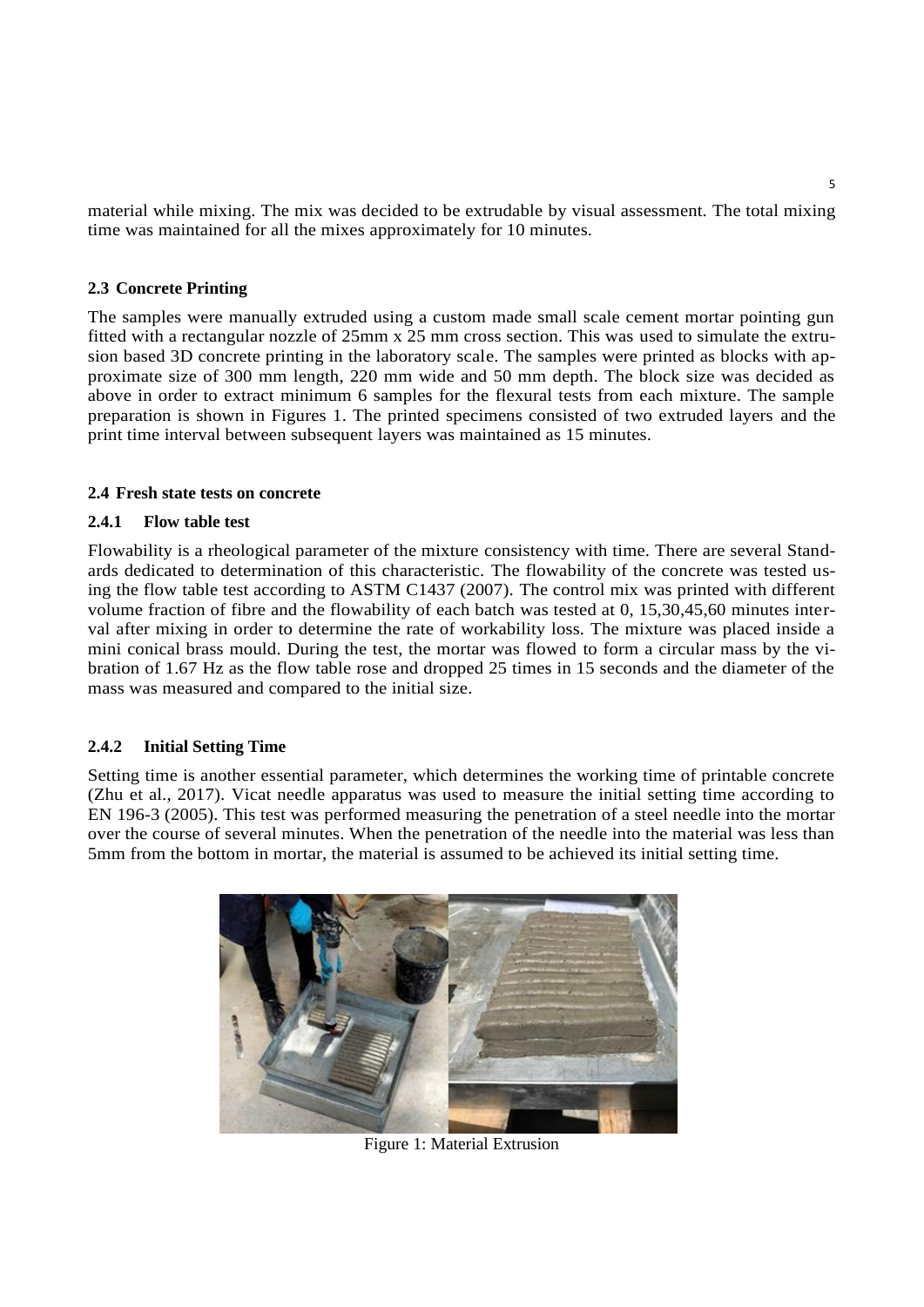material while mixing. The mix was decided to be extrudable by visual assessment. The total mixing time was maintained for all the mixes approximately for 10 minutes.

## 2.3 Concrete Printing

The samples were manually extruded using a custom made small scale cement mortar pointing gun fitted with a rectangular nozzle of 25mm x 25 mm cross section. This was used to simulate the extrusion based 3D concrete printing in the laboratory scale. The samples were printed as blocks with approximate size of 300 mm length, 220 mm wide and 50 mm depth. The block size was decided as above in order to extract minimum 6 samples for the flexural tests from each mixture. The sample preparation is shown in Figures 1. The printed specimens consisted of two extruded layers and the print time interval between subsequent layers was maintained as 15 minutes.

## 2.4 Fresh state tests on concrete

### 2.4.1 Flow table test

Flowability is a rheological parameter of the mixture consistency with time. There are several Standards dedicated to determination of this characteristic. The flowability of the concrete was tested using the flow table test according to ASTM C1437 (2007). The control mix was printed with different volume fraction of fibre and the flowability of each batch was tested at 0, 15,30,45,60 minutes interval after mixing in order to determine the rate of workability loss. The mixture was placed inside a mini conical brass mould. During the test, the mortar was flowed to form a circular mass by the vibration of 1.67 Hz as the flow table rose and dropped 25 times in 15 seconds and the diameter of the mass was measured and compared to the initial size.

### 2.4.2 Initial Setting Time

Setting time is another essential parameter, which determines the working time of printable concrete (Zhu et al., 2017). Vicat needle apparatus was used to measure the initial setting time according to EN 196-3 (2005). This test was performed measuring the penetration of a steel needle into the mortar over the course of several minutes. When the penetration of the needle into the material was less than 5mm from the bottom in mortar, the material is assumed to be achieved its initial setting time.

Figure 1: Material Extrusion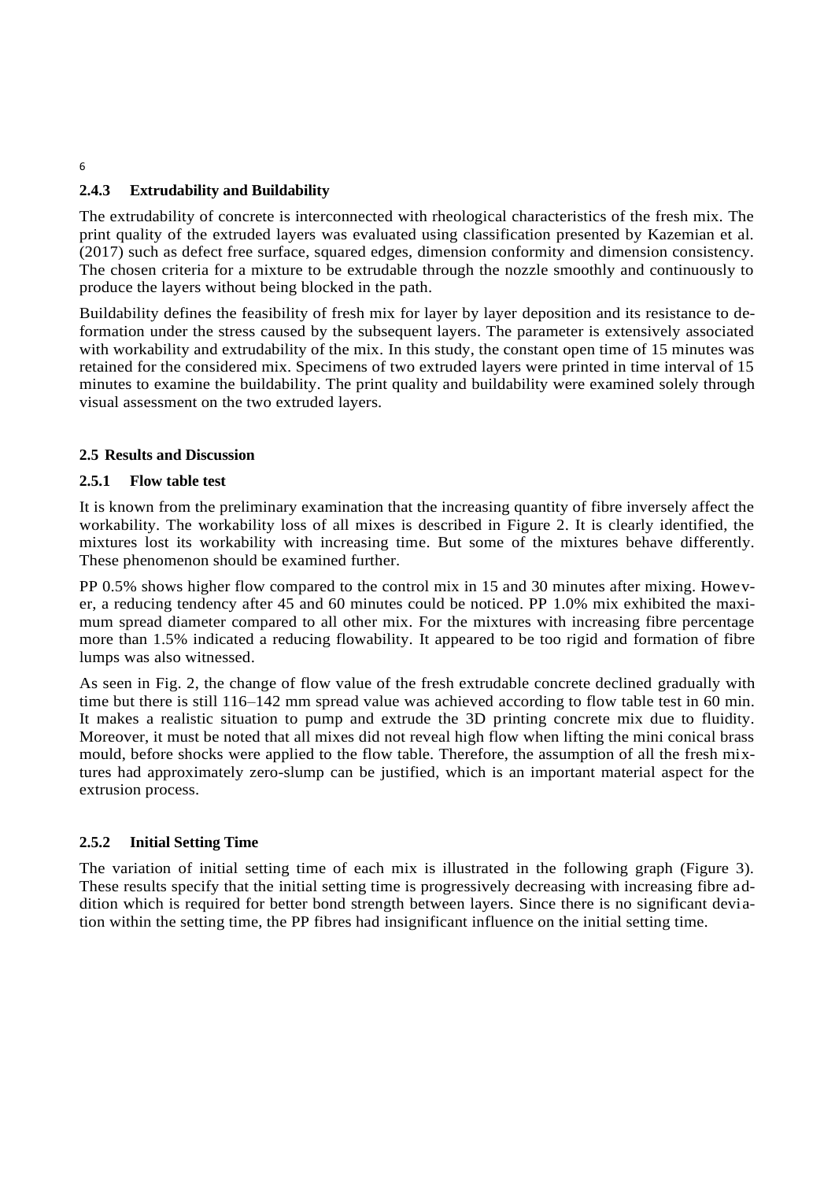### 2.4.3 Extrudability and Buildability

The extrudability of concrete is interconnected with rheological characteristics of the fresh mix. The print quality of the extruded layers was evaluated using classification presented by Kazemian et al. (2017) such as defect free surface, squared edges, dimension conformity and dimension consistency. The chosen criteria for a mixture to be extrudable through the nozzle smoothly and continuously to produce the layers without being blocked in the path.

Buildability defines the feasibility of fresh mix for layer by layer deposition and its resistance to deformation under the stress caused by the subsequent layers. The parameter is extensively associated with workability and extrudability of the mix. In this study, the constant open time of 15 minutes was retained for the considered mix. Specimens of two extruded layers were printed in time interval of 15 minutes to examine the buildability. The print quality and buildability were examined solely through visual assessment on the two extruded layers.

## 2.5 Results and Discussion

### 2.5.1 Flow table test

It is known from the preliminary examination that the increasing quantity of fibre inversely affect the workability. The workability loss of all mixes is described in Figure 2. It is clearly identified, the mixtures lost its workability with increasing time. But some of the mixtures behave differently. These phenomenon should be examined further.

PP 0.5% shows higher flow compared to the control mix in 15 and 30 minutes after mixing. However, a reducing tendency after 45 and 60 minutes could be noticed. PP 1.0% mix exhibited the maximum spread diameter compared to all other mix. For the mixtures with increasing fibre percentage more than 1.5% indicated a reducing flowability. It appeared to be too rigid and formation of fibre lumps was also witnessed.

As seen in Fig. 2, the change of flow value of the fresh extrudable concrete declined gradually with time but there is still 116–142 mm spread value was achieved according to flow table test in 60 min. It makes a realistic situation to pump and extrude the 3D printing concrete mix due to fluidity. Moreover, it must be noted that all mixes did not reveal high flow when lifting the mini conical brass mould, before shocks were applied to the flow table. Therefore, the assumption of all the fresh mixtures had approximately zero-slump can be justified, which is an important material aspect for the extrusion process.

### 2.5.2 Initial Setting Time

The variation of initial setting time of each mix is illustrated in the following graph (Figure 3). These results specify that the initial setting time is progressively decreasing with increasing fibre addition which is required for better bond strength between layers. Since there is no significant deviation within the setting time, the PP fibres had insignificant influence on the initial setting time.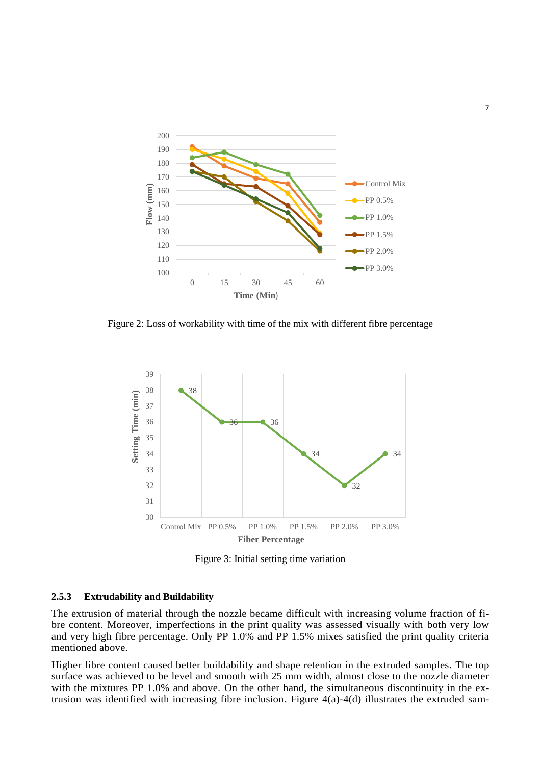Figure 2: Loss of workability with time of the mix with different fibre percentage

Figure 3: Initial setting time variation

### 2.5.3 Extrudability and Buildability

The extrusion of material through the nozzle became difficult with increasing volume fraction of fibre content. Moreover, imperfections in the print quality was assessed visually with both very low and very high fibre percentage. Only PP 1.0% and PP 1.5% mixes satisfied the print quality criteria mentioned above.

Higher fibre content caused better buildability and shape retention in the extruded samples. The top surface was achieved to be level and smooth with 25 mm width, almost close to the nozzle diameter with the mixtures PP 1.0% and above. On the other hand, the simultaneous discontinuity in the extrusion was identified with increasing fibre inclusion. Figure 4(a)-4(d) illustrates the extruded sam-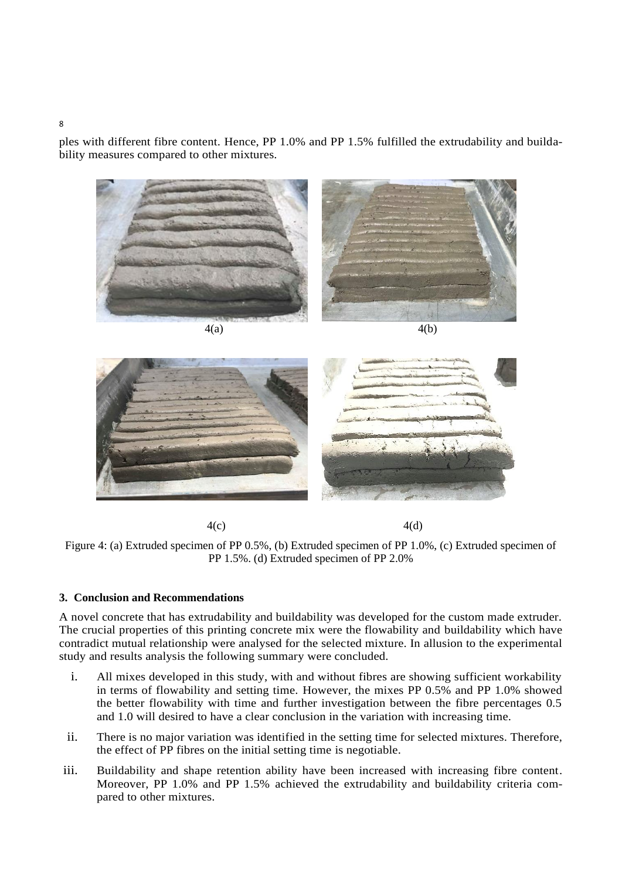ples with different fibre content. Hence, PP 1.0% and PP 1.5% fulfilled the extrudability and buildability measures compared to other mixtures.

4(a) 4(b)

4(c) 4(d)

Figure 4: (a) Extruded specimen of PP 0.5%, (b) Extruded specimen of PP 1.0%, (c) Extruded specimen of PP 1.5%. (d) Extruded specimen of PP 2.0%

## 3. Conclusion and Recommendations

A novel concrete that has extrudability and buildability was developed for the custom made extruder. The crucial properties of this printing concrete mix were the flowability and buildability which have contradict mutual relationship were analysed for the selected mixture. In allusion to the experimental study and results analysis the following summary were concluded.

i. All mixes developed in this study, with and without fibres are showing sufficient workability in terms of flowability and setting time. However, the mixes PP 0.5% and PP 1.0% showed the better flowability with time and further investigation between the fibre percentages 0.5 and 1.0 will desired to have a clear conclusion in the variation with increasing time.

ii. There is no major variation was identified in the setting time for selected mixtures. Therefore, the effect of PP fibres on the initial setting time is negotiable.

iii. Buildability and shape retention ability have been increased with increasing fibre content. Moreover, PP 1.0% and PP 1.5% achieved the extrudability and buildability criteria compared to other mixtures.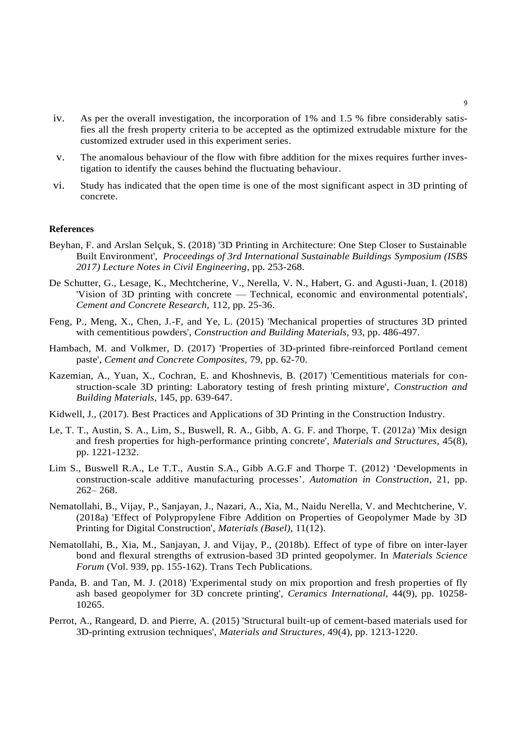iv. As per the overall investigation, the incorporation of 1% and 1.5 % fibre considerably satisfies all the fresh property criteria to be accepted as the optimized extrudable mixture for the customized extruder used in this experiment series.

v. The anomalous behaviour of the flow with fibre addition for the mixes requires further investigation to identify the causes behind the fluctuating behaviour.

vi. Study has indicated that the open time is one of the most significant aspect in 3D printing of concrete.

**References**

Beyhan, F. and Arslan Selçuk, S. (2018) '3D Printing in Architecture: One Step Closer to Sustainable Built Environment', *Proceedings of 3rd International Sustainable Buildings Symposium (ISBS 2017) Lecture Notes in Civil Engineering*, pp. 253-268.

De Schutter, G., Lesage, K., Mechtcherine, V., Nerella, V. N., Habert, G. and Agusti-Juan, I. (2018) 'Vision of 3D printing with concrete — Technical, economic and environmental potentials', *Cement and Concrete Research,* 112, pp. 25-36.

Feng, P., Meng, X., Chen, J.-F, and Ye, L. (2015) 'Mechanical properties of structures 3D printed with cementitious powders', *Construction and Building Materials,* 93, pp. 486-497.

Hambach, M. and Volkmer, D. (2017) 'Properties of 3D-printed fibre-reinforced Portland cement paste', *Cement and Concrete Composites,* 79, pp. 62-70.

Kazemian, A., Yuan, X., Cochran, E. and Khoshnevis, B. (2017) 'Cementitious materials for construction-scale 3D printing: Laboratory testing of fresh printing mixture', *Construction and Building Materials,* 145, pp. 639-647.

Kidwell, J., (2017). Best Practices and Applications of 3D Printing in the Construction Industry.

Le, T. T., Austin, S. A., Lim, S., Buswell, R. A., Gibb, A. G. F. and Thorpe, T. (2012a) 'Mix design and fresh properties for high-performance printing concrete', *Materials and Structures,* 45(8), pp. 1221-1232.

Lim S., Buswell R.A., Le T.T., Austin S.A., Gibb A.G.F and Thorpe T. (2012) 'Developments in construction-scale additive manufacturing processes'. *Automation in Construction*, 21, pp. 262– 268.

Nematollahi, B., Vijay, P., Sanjayan, J., Nazari, A., Xia, M., Naidu Nerella, V. and Mechtcherine, V. (2018a) 'Effect of Polypropylene Fibre Addition on Properties of Geopolymer Made by 3D Printing for Digital Construction', *Materials (Basel),* 11(12).

Nematollahi, B., Xia, M., Sanjayan, J. and Vijay, P., (2018b). Effect of type of fibre on inter-layer bond and flexural strengths of extrusion-based 3D printed geopolymer. In *Materials Science Forum* (Vol. 939, pp. 155-162). Trans Tech Publications.

Panda, B. and Tan, M. J. (2018) 'Experimental study on mix proportion and fresh properties of fly ash based geopolymer for 3D concrete printing', *Ceramics International,* 44(9), pp. 10258-10265.

Perrot, A., Rangeard, D. and Pierre, A. (2015) 'Structural built-up of cement-based materials used for 3D-printing extrusion techniques', *Materials and Structures,* 49(4), pp. 1213-1220.